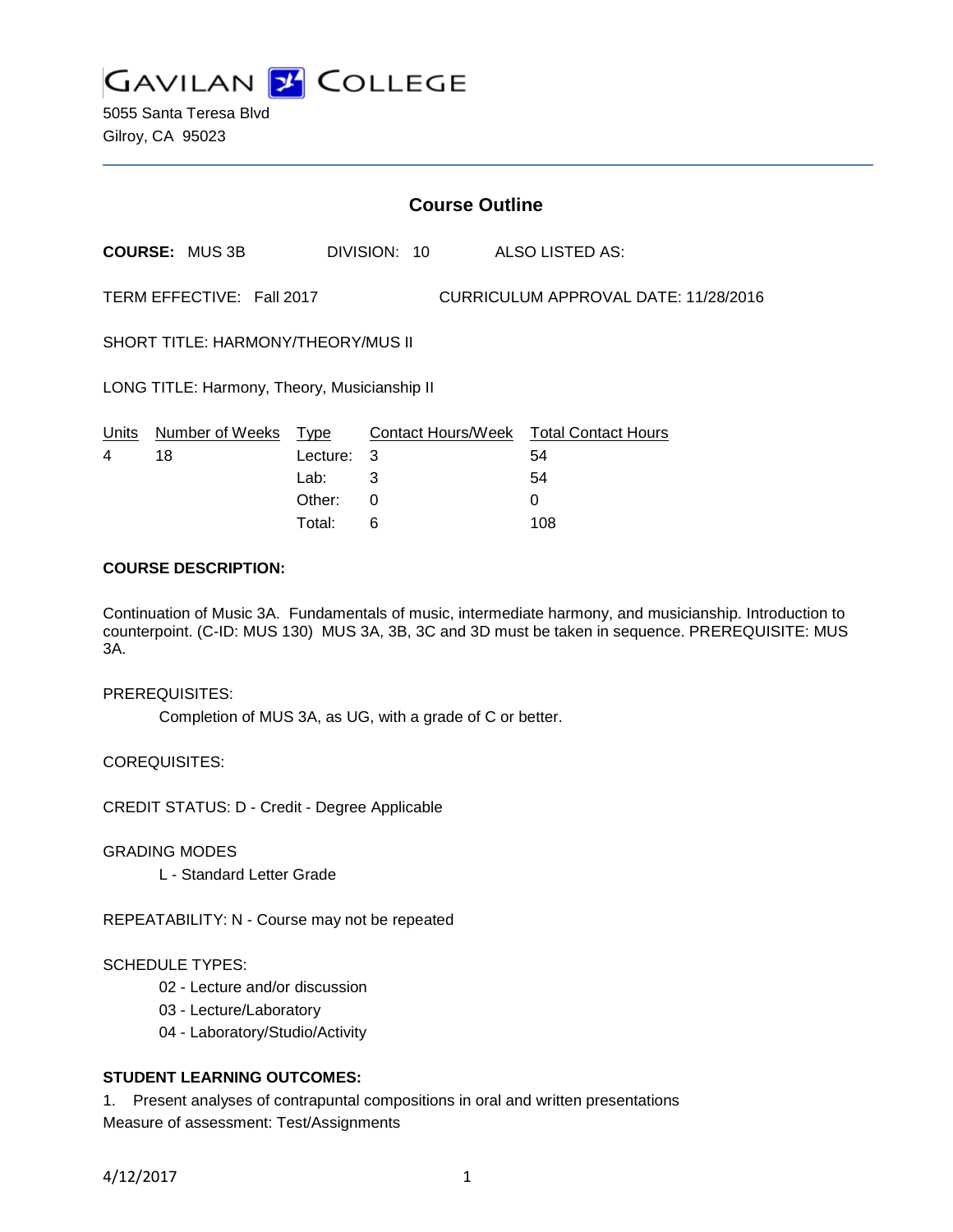# GAVILAN COLLEGE

5055 Santa Teresa Blvd
Gilroy, CA 95023

## Course Outline

**COURSE:** MUS 3B DIVISION: 10 ALSO LISTED AS:

TERM EFFECTIVE: Fall 2017 CURRICULUM APPROVAL DATE: 11/28/2016

SHORT TITLE: HARMONY/THEORY/MUS II

LONG TITLE: Harmony, Theory, Musicianship II

| Units | Number of Weeks | Type | Contact Hours/Week | Total Contact Hours |
|---|---|---|---|---|
| 4 | 18 | Lecture: | 3 | 54 |
| | | Lab: | 3 | 54 |
| | | Other: | 0 | 0 |
| | | Total: | 6 | 108 |

**COURSE DESCRIPTION:**

Continuation of Music 3A. Fundamentals of music, intermediate harmony, and musicianship. Introduction to counterpoint. (C-ID: MUS 130) MUS 3A, 3B, 3C and 3D must be taken in sequence. PREREQUISITE: MUS 3A.

PREREQUISITES:

Completion of MUS 3A, as UG, with a grade of C or better.

COREQUISITES:

CREDIT STATUS: D - Credit - Degree Applicable

GRADING MODES

L - Standard Letter Grade

REPEATABILITY: N - Course may not be repeated

SCHEDULE TYPES:

02 - Lecture and/or discussion
03 - Lecture/Laboratory
04 - Laboratory/Studio/Activity

**STUDENT LEARNING OUTCOMES:**

1. Present analyses of contrapuntal compositions in oral and written presentations
Measure of assessment: Test/Assignments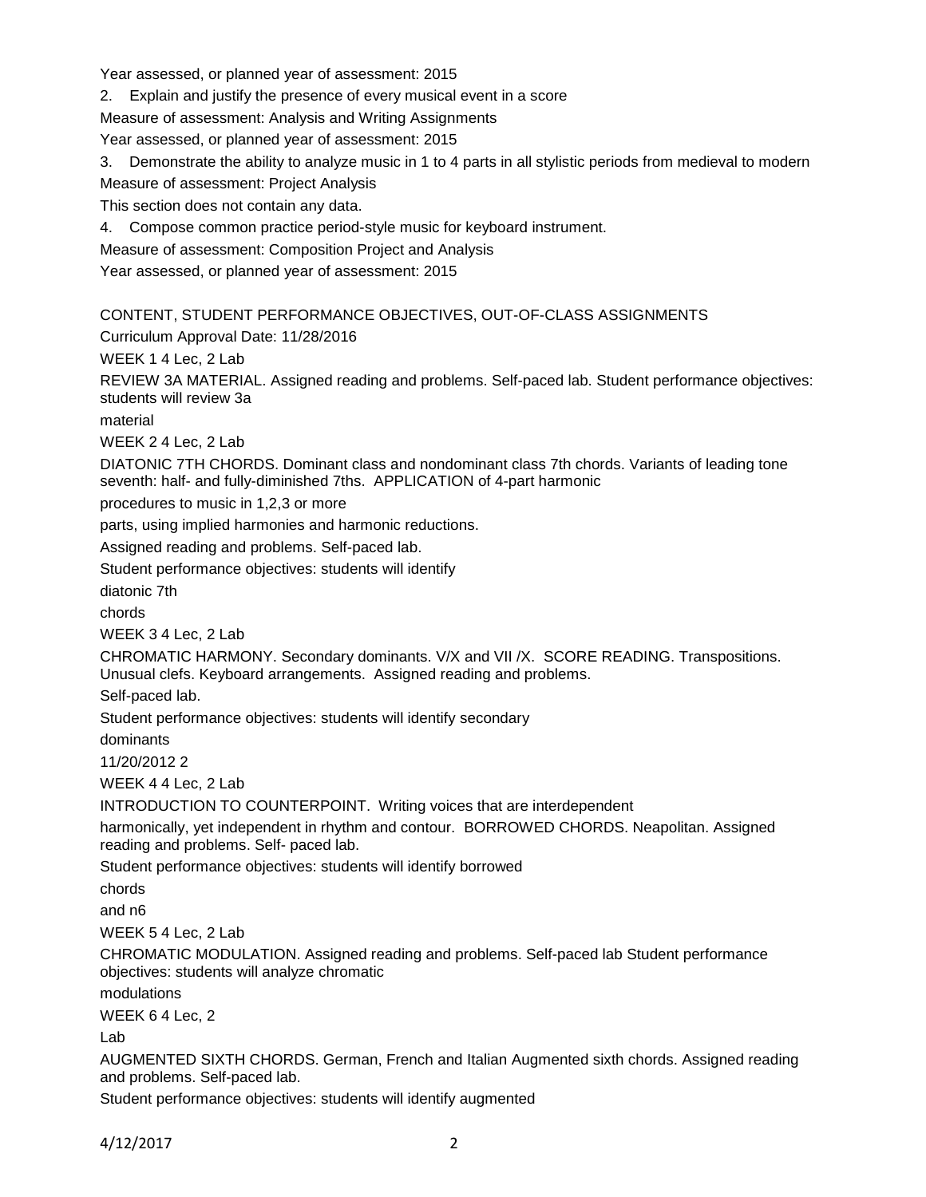Year assessed, or planned year of assessment: 2015

2. Explain and justify the presence of every musical event in a score

Measure of assessment: Analysis and Writing Assignments

Year assessed, or planned year of assessment: 2015

3. Demonstrate the ability to analyze music in 1 to 4 parts in all stylistic periods from medieval to modern

Measure of assessment: Project Analysis

This section does not contain any data.

4. Compose common practice period-style music for keyboard instrument.

Measure of assessment: Composition Project and Analysis

Year assessed, or planned year of assessment: 2015

CONTENT, STUDENT PERFORMANCE OBJECTIVES, OUT-OF-CLASS ASSIGNMENTS

Curriculum Approval Date: 11/28/2016

WEEK 1 4 Lec, 2 Lab

REVIEW 3A MATERIAL. Assigned reading and problems. Self-paced lab. Student performance objectives: students will review 3a material

WEEK 2 4 Lec, 2 Lab

DIATONIC 7TH CHORDS. Dominant class and nondominant class 7th chords. Variants of leading tone seventh: half- and fully-diminished 7ths. APPLICATION of 4-part harmonic procedures to music in 1,2,3 or more parts, using implied harmonies and harmonic reductions.

Assigned reading and problems. Self-paced lab.

Student performance objectives: students will identify diatonic 7th chords

WEEK 3 4 Lec, 2 Lab

CHROMATIC HARMONY. Secondary dominants. V/X and VII /X. SCORE READING. Transpositions. Unusual clefs. Keyboard arrangements. Assigned reading and problems.

Self-paced lab.

Student performance objectives: students will identify secondary dominants

11/20/2012 2

WEEK 4 4 Lec, 2 Lab

INTRODUCTION TO COUNTERPOINT. Writing voices that are interdependent harmonically, yet independent in rhythm and contour. BORROWED CHORDS. Neapolitan. Assigned reading and problems. Self- paced lab.

Student performance objectives: students will identify borrowed chords and n6

WEEK 5 4 Lec, 2 Lab

CHROMATIC MODULATION. Assigned reading and problems. Self-paced lab Student performance objectives: students will analyze chromatic modulations

WEEK 6 4 Lec, 2 Lab

AUGMENTED SIXTH CHORDS. German, French and Italian Augmented sixth chords. Assigned reading and problems. Self-paced lab.

Student performance objectives: students will identify augmented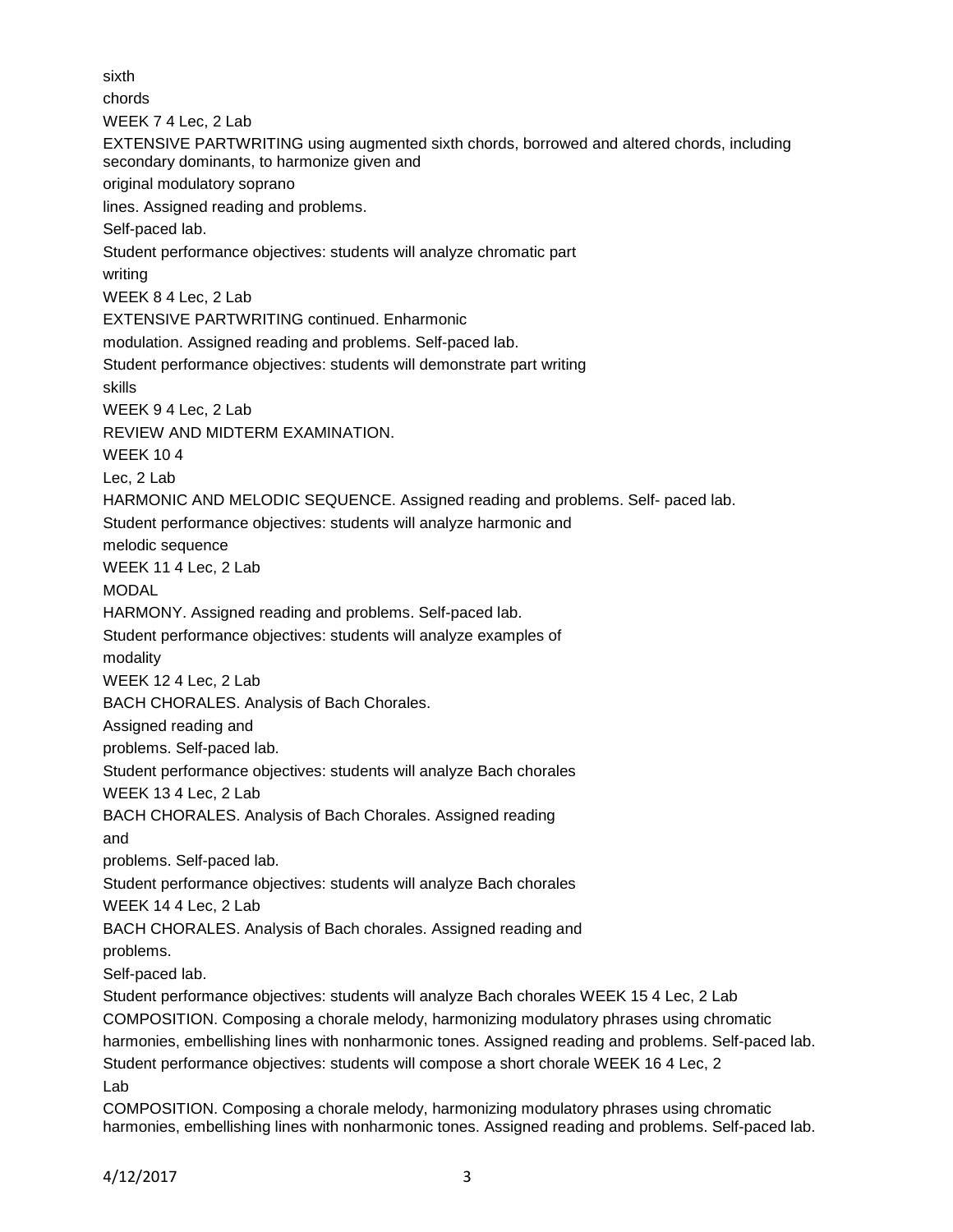sixth chords

WEEK 7 4 Lec, 2 Lab

EXTENSIVE PARTWRITING using augmented sixth chords, borrowed and altered chords, including secondary dominants, to harmonize given and original modulatory soprano lines. Assigned reading and problems.

Self-paced lab.

Student performance objectives: students will analyze chromatic part writing

WEEK 8 4 Lec, 2 Lab

EXTENSIVE PARTWRITING continued. Enharmonic modulation. Assigned reading and problems. Self-paced lab.

Student performance objectives: students will demonstrate part writing skills

WEEK 9 4 Lec, 2 Lab

REVIEW AND MIDTERM EXAMINATION.

WEEK 10 4 Lec, 2 Lab

HARMONIC AND MELODIC SEQUENCE. Assigned reading and problems. Self- paced lab.

Student performance objectives: students will analyze harmonic and melodic sequence

WEEK 11 4 Lec, 2 Lab

MODAL HARMONY. Assigned reading and problems. Self-paced lab.

Student performance objectives: students will analyze examples of modality

WEEK 12 4 Lec, 2 Lab

BACH CHORALES. Analysis of Bach Chorales.

Assigned reading and problems. Self-paced lab.

Student performance objectives: students will analyze Bach chorales

WEEK 13 4 Lec, 2 Lab

BACH CHORALES. Analysis of Bach Chorales. Assigned reading and problems. Self-paced lab.

Student performance objectives: students will analyze Bach chorales

WEEK 14 4 Lec, 2 Lab

BACH CHORALES. Analysis of Bach chorales. Assigned reading and problems.

Self-paced lab.

Student performance objectives: students will analyze Bach chorales WEEK 15 4 Lec, 2 Lab

COMPOSITION. Composing a chorale melody, harmonizing modulatory phrases using chromatic harmonies, embellishing lines with nonharmonic tones. Assigned reading and problems. Self-paced lab.

Student performance objectives: students will compose a short chorale WEEK 16 4 Lec, 2 Lab

COMPOSITION. Composing a chorale melody, harmonizing modulatory phrases using chromatic harmonies, embellishing lines with nonharmonic tones. Assigned reading and problems. Self-paced lab.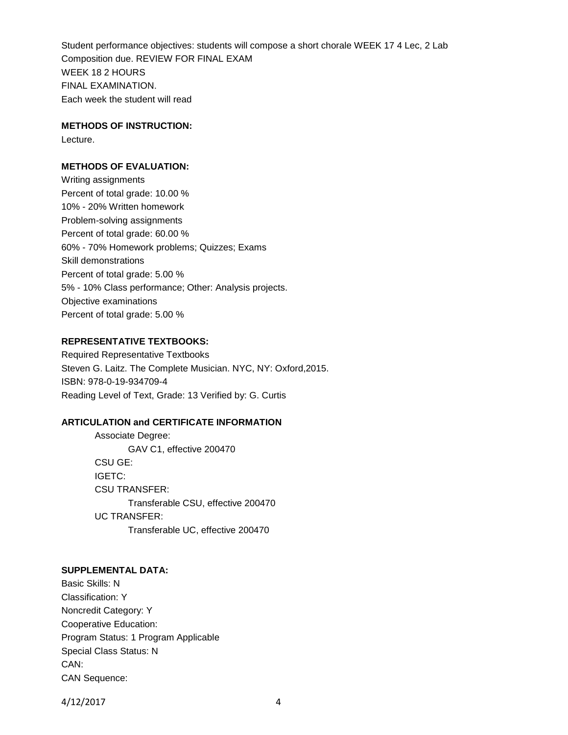Student performance objectives: students will compose a short chorale WEEK 17 4 Lec, 2 Lab
Composition due. REVIEW FOR FINAL EXAM
WEEK 18 2 HOURS
FINAL EXAMINATION.
Each week the student will read

**METHODS OF INSTRUCTION:**

Lecture.

**METHODS OF EVALUATION:**

Writing assignments
Percent of total grade: 10.00 %
10% - 20% Written homework
Problem-solving assignments
Percent of total grade: 60.00 %
60% - 70% Homework problems; Quizzes; Exams
Skill demonstrations
Percent of total grade: 5.00 %
5% - 10% Class performance; Other: Analysis projects.
Objective examinations
Percent of total grade: 5.00 %

**REPRESENTATIVE TEXTBOOKS:**

Required Representative Textbooks
Steven G. Laitz. The Complete Musician. NYC, NY: Oxford,2015.
ISBN: 978-0-19-934709-4
Reading Level of Text, Grade: 13 Verified by: G. Curtis

**ARTICULATION and CERTIFICATE INFORMATION**

Associate Degree:
GAV C1, effective 200470
CSU GE:
IGETC:
CSU TRANSFER:
Transferable CSU, effective 200470
UC TRANSFER:
Transferable UC, effective 200470

**SUPPLEMENTAL DATA:**

Basic Skills: N
Classification: Y
Noncredit Category: Y
Cooperative Education:
Program Status: 1 Program Applicable
Special Class Status: N
CAN:
CAN Sequence: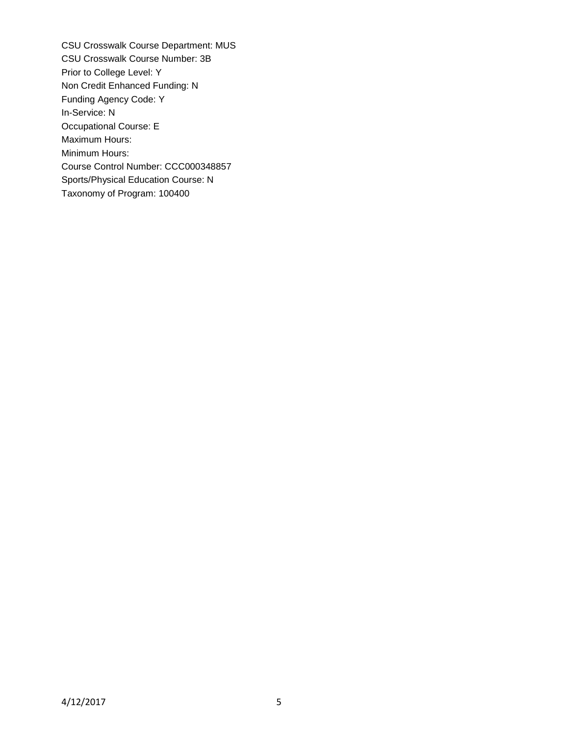CSU Crosswalk Course Department: MUS
CSU Crosswalk Course Number: 3B
Prior to College Level: Y
Non Credit Enhanced Funding: N
Funding Agency Code: Y
In-Service: N
Occupational Course: E
Maximum Hours:
Minimum Hours:
Course Control Number: CCC000348857
Sports/Physical Education Course: N
Taxonomy of Program: 100400